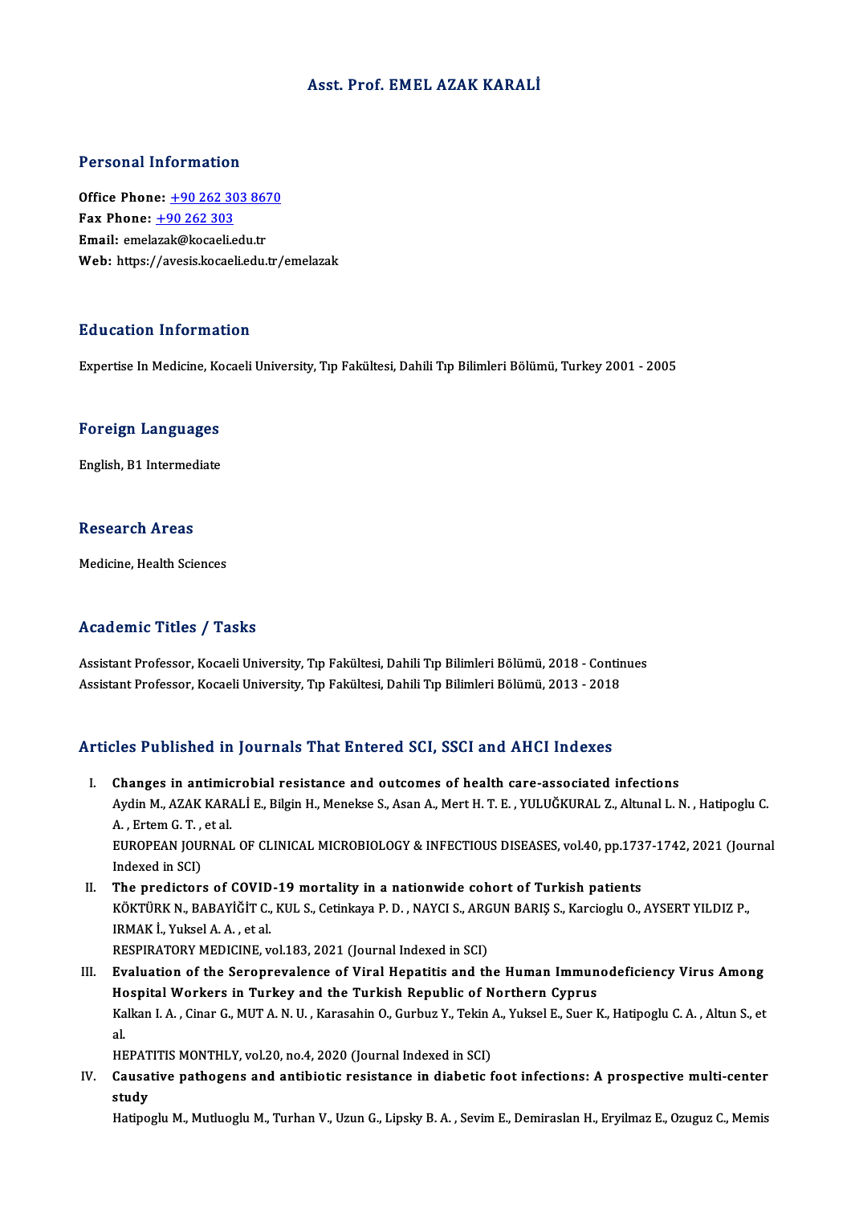# Asst. Prof. EMEL AZAK KARALİ

## Personal Information

**Office Phone:** +90 262 303 8670
**Fax Phone:** +90 262 303
**Email:** emelazak@kocaeli.edu.tr
**Web:** https://avesis.kocaeli.edu.tr/emelazak

## Education Information

Expertise In Medicine, Kocaeli University, Tıp Fakültesi, Dahili Tıp Bilimleri Bölümü, Turkey 2001 - 2005

## Foreign Languages

English, B1 Intermediate

## Research Areas

Medicine, Health Sciences

## Academic Titles / Tasks

Assistant Professor, Kocaeli University, Tıp Fakültesi, Dahili Tıp Bilimleri Bölümü, 2018 - Continues
Assistant Professor, Kocaeli University, Tıp Fakültesi, Dahili Tıp Bilimleri Bölümü, 2013 - 2018

## Articles Published in Journals That Entered SCI, SSCI and AHCI Indexes

I. **Changes in antimicrobial resistance and outcomes of health care-associated infections**
Aydin M., AZAK KARALİ E., Bilgin H., Menekse S., Asan A., Mert H. T. E. , YULUĞKURAL Z., Altunal L. N. , Hatipoglu C. A. , Ertem G. T. , et al.
EUROPEAN JOURNAL OF CLINICAL MICROBIOLOGY & INFECTIOUS DISEASES, vol.40, pp.1737-1742, 2021 (Journal Indexed in SCI)

II. **The predictors of COVID-19 mortality in a nationwide cohort of Turkish patients**
KÖKTÜRK N., BABAYİĞİT C., KUL S., Cetinkaya P. D. , NAYCI S., ARGUN BARIŞ S., Karcioglu O., AYSERT YILDIZ P., IRMAK İ., Yuksel A. A. , et al.
RESPIRATORY MEDICINE, vol.183, 2021 (Journal Indexed in SCI)

III. **Evaluation of the Seroprevalence of Viral Hepatitis and the Human Immunodeficiency Virus Among Hospital Workers in Turkey and the Turkish Republic of Northern Cyprus**
Kalkan I. A. , Cinar G., MUT A. N. U. , Karasahin O., Gurbuz Y., Tekin A., Yuksel E., Suer K., Hatipoglu C. A. , Altun S., et al.
HEPATITIS MONTHLY, vol.20, no.4, 2020 (Journal Indexed in SCI)

IV. **Causative pathogens and antibiotic resistance in diabetic foot infections: A prospective multi-center study**
Hatipoglu M., Mutluoglu M., Turhan V., Uzun G., Lipsky B. A. , Sevim E., Demiraslan H., Eryilmaz E., Ozuguz C., Memis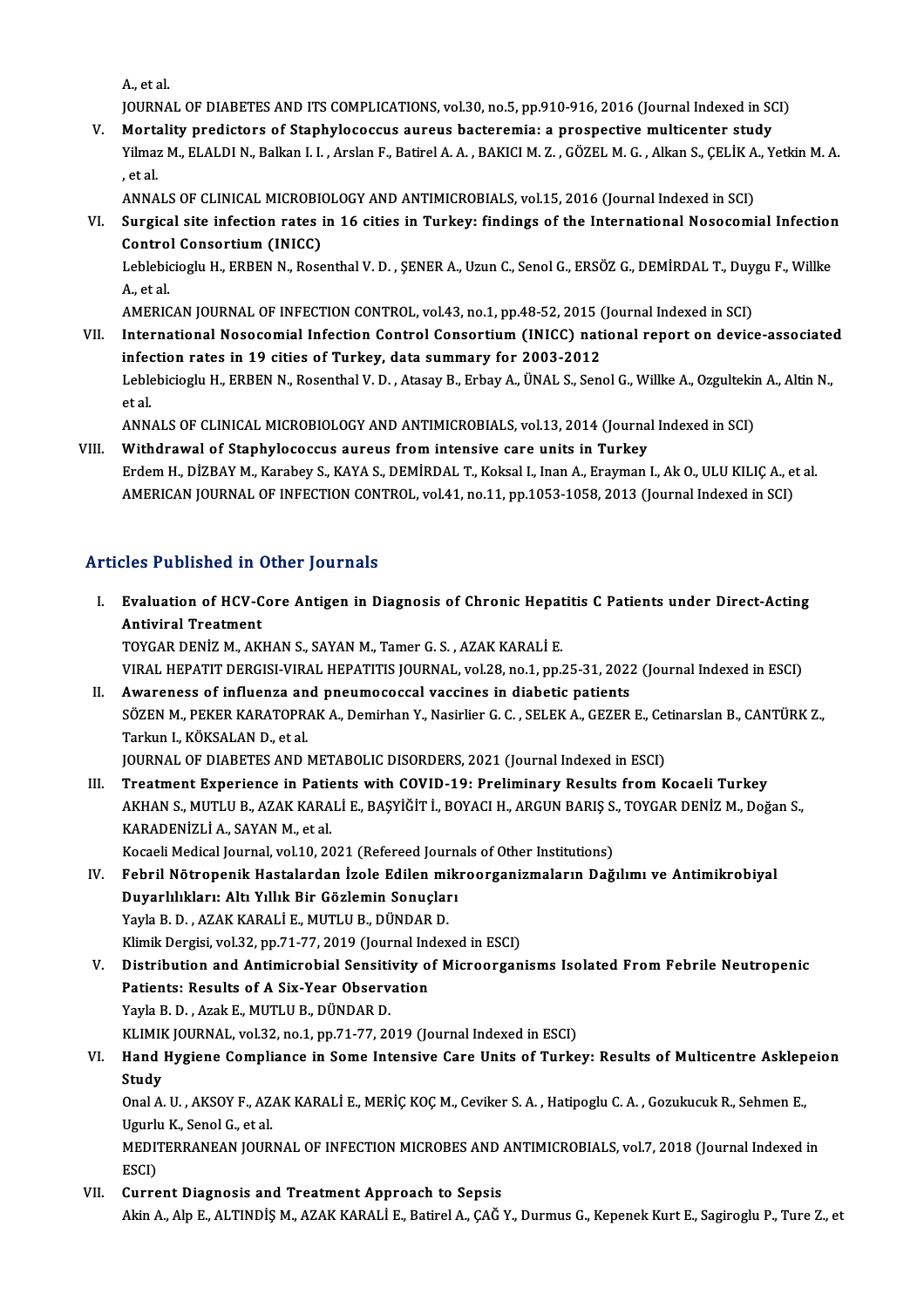A., et al.
JOURNAL OF DIABETES AND ITS COMPLICATIONS, vol.30, no.5, pp.910-916, 2016 (Journal Indexed in SCI)

V. **Mortality predictors of Staphylococcus aureus bacteremia: a prospective multicenter study**
Yilmaz M., ELALDI N., Balkan I. I. , Arslan F., Batirel A. A. , BAKICI M. Z. , GÖZEL M. G. , Alkan S., ÇELİK A., Yetkin M. A. , et al.
ANNALS OF CLINICAL MICROBIOLOGY AND ANTIMICROBIALS, vol.15, 2016 (Journal Indexed in SCI)

VI. **Surgical site infection rates in 16 cities in Turkey: findings of the International Nosocomial Infection Control Consortium (INICC)**
Leblebicioglu H., ERBEN N., Rosenthal V. D. , ŞENER A., Uzun C., Senol G., ERSÖZ G., DEMİRDAL T., Duygu F., Willke A., et al.
AMERICAN JOURNAL OF INFECTION CONTROL, vol.43, no.1, pp.48-52, 2015 (Journal Indexed in SCI)

VII. **International Nosocomial Infection Control Consortium (INICC) national report on device-associated infection rates in 19 cities of Turkey, data summary for 2003-2012**
Leblebicioglu H., ERBEN N., Rosenthal V. D. , Atasay B., Erbay A., ÜNAL S., Senol G., Willke A., Ozgultekin A., Altin N., et al.
ANNALS OF CLINICAL MICROBIOLOGY AND ANTIMICROBIALS, vol.13, 2014 (Journal Indexed in SCI)

VIII. **Withdrawal of Staphylococcus aureus from intensive care units in Turkey**
Erdem H., DİZBAY M., Karabey S., KAYA S., DEMİRDAL T., Koksal I., Inan A., Erayman I., Ak O., ULU KILIÇ A., et al.
AMERICAN JOURNAL OF INFECTION CONTROL, vol.41, no.11, pp.1053-1058, 2013 (Journal Indexed in SCI)

## Articles Published in Other Journals

I. **Evaluation of HCV-Core Antigen in Diagnosis of Chronic Hepatitis C Patients under Direct-Acting Antiviral Treatment**
TOYGAR DENİZ M., AKHAN S., SAYAN M., Tamer G. S. , AZAK KARALİ E.
VIRAL HEPATIT DERGISI-VIRAL HEPATITIS JOURNAL, vol.28, no.1, pp.25-31, 2022 (Journal Indexed in ESCI)

II. **Awareness of influenza and pneumococcal vaccines in diabetic patients**
SÖZEN M., PEKER KARATOPRAK A., Demirhan Y., Nasirlier G. C. , SELEK A., GEZER E., Cetinarslan B., CANTÜRK Z., Tarkun I., KÖKSALAN D., et al.
JOURNAL OF DIABETES AND METABOLIC DISORDERS, 2021 (Journal Indexed in ESCI)

III. **Treatment Experience in Patients with COVID-19: Preliminary Results from Kocaeli Turkey**
AKHAN S., MUTLU B., AZAK KARALİ E., BAŞYİĞİT İ., BOYACI H., ARGUN BARIŞ S., TOYGAR DENİZ M., Doğan S., KARADENİZLİ A., SAYAN M., et al.
Kocaeli Medical Journal, vol.10, 2021 (Refereed Journals of Other Institutions)

IV. **Febril Nötropenik Hastalardan İzole Edilen mikroorganizmaların Dağılımı ve Antimikrobiyal Duyarlılıkları: Altı Yıllık Bir Gözlemin Sonuçları**
Yayla B. D. , AZAK KARALİ E., MUTLU B., DÜNDAR D.
Klimik Dergisi, vol.32, pp.71-77, 2019 (Journal Indexed in ESCI)

V. **Distribution and Antimicrobial Sensitivity of Microorganisms Isolated From Febrile Neutropenic Patients: Results of A Six-Year Observation**
Yayla B. D. , Azak E., MUTLU B., DÜNDAR D.
KLIMIK JOURNAL, vol.32, no.1, pp.71-77, 2019 (Journal Indexed in ESCI)

VI. **Hand Hygiene Compliance in Some Intensive Care Units of Turkey: Results of Multicentre Asklepeion Study**
Onal A. U. , AKSOY F., AZAK KARALİ E., MERİÇ KOÇ M., Ceviker S. A. , Hatipoglu C. A. , Gozukucuk R., Sehmen E., Ugurlu K., Senol G., et al.
MEDITERRANEAN JOURNAL OF INFECTION MICROBES AND ANTIMICROBIALS, vol.7, 2018 (Journal Indexed in ESCI)

VII. **Current Diagnosis and Treatment Approach to Sepsis**
Akin A., Alp E., ALTINDİŞ M., AZAK KARALİ E., Batirel A., ÇAĞ Y., Durmus G., Kepenek Kurt E., Sagiroglu P., Ture Z., et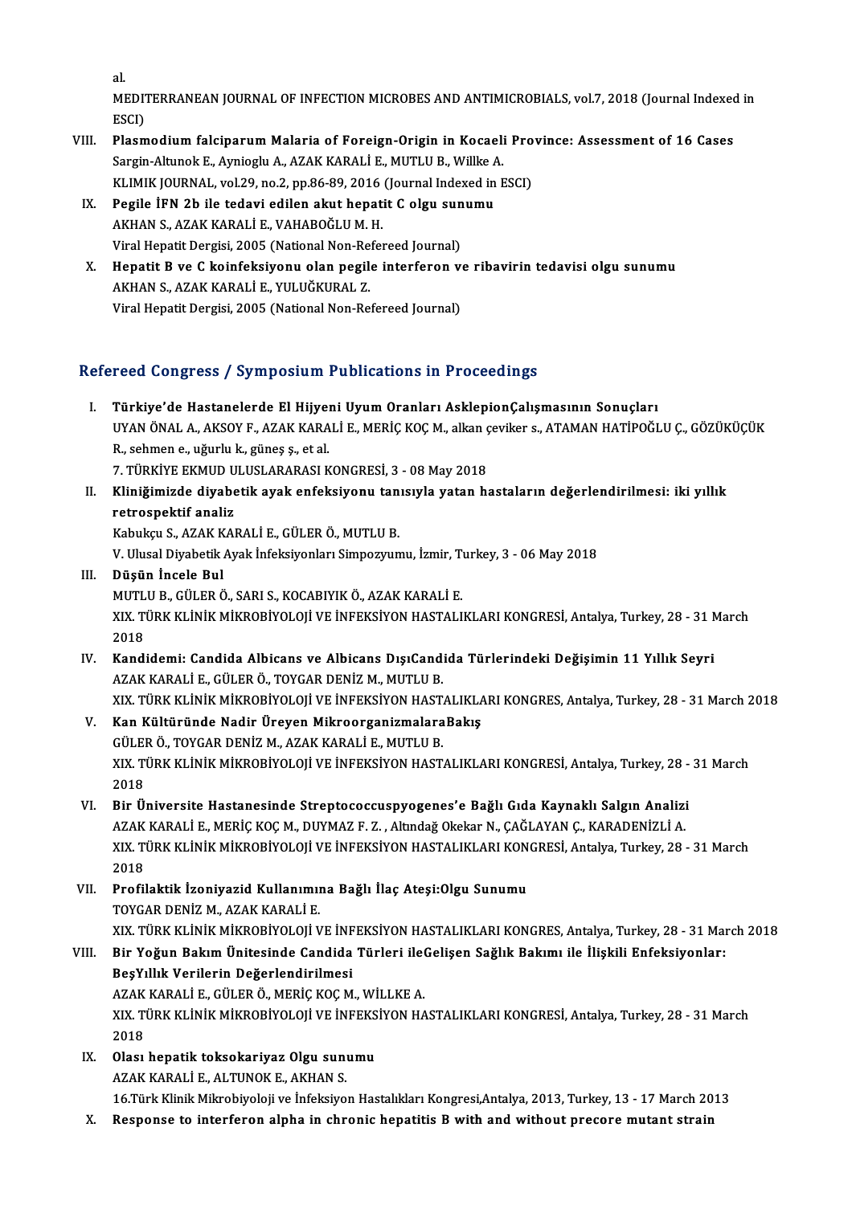al.
MEDITERRANEAN JOURNAL OF INFECTION MICROBES AND ANTIMICROBIALS, vol.7, 2018 (Journal Indexed in ESCI)

VIII. **Plasmodium falciparum Malaria of Foreign-Origin in Kocaeli Province: Assessment of 16 Cases**
Sargin-Altunok E., Aynioglu A., AZAK KARALİ E., MUTLU B., Willke A.
KLIMIK JOURNAL, vol.29, no.2, pp.86-89, 2016 (Journal Indexed in ESCI)

IX. **Pegile İFN 2b ile tedavi edilen akut hepatit C olgu sunumu**
AKHAN S., AZAK KARALİ E., VAHABOĞLU M. H.
Viral Hepatit Dergisi, 2005 (National Non-Refereed Journal)

X. **Hepatit B ve C koinfeksiyonu olan pegile interferon ve ribavirin tedavisi olgu sunumu**
AKHAN S., AZAK KARALİ E., YULUĞKURAL Z.
Viral Hepatit Dergisi, 2005 (National Non-Refereed Journal)

## Refereed Congress / Symposium Publications in Proceedings

I. **Türkiye'de Hastanelerde El Hijyeni Uyum Oranları AsklepionÇalışmasının Sonuçları**
UYAN ÖNAL A., AKSOY F., AZAK KARALİ E., MERİÇ KOÇ M., alkan çeviker s., ATAMAN HATİPOĞLU Ç., GÖZÜKÜÇÜK R., sehmen e., uğurlu k., güneş ş., et al.
7. TÜRKİYE EKMUD ULUSLARARASI KONGRESİ, 3 - 08 May 2018

II. **Kliniğimizde diyabetik ayak enfeksiyonu tanısıyla yatan hastaların değerlendirilmesi: iki yıllık retrospektif analiz**
Kabukçu S., AZAK KARALİ E., GÜLER Ö., MUTLU B.
V. Ulusal Diyabetik Ayak İnfeksiyonları Simpozyumu, İzmir, Turkey, 3 - 06 May 2018

III. **Düşün İncele Bul**
MUTLU B., GÜLER Ö., SARI S., KOCABIYIK Ö., AZAK KARALİ E.
XIX. TÜRK KLİNİK MİKROBİYOLOJİ VE İNFEKSİYON HASTALIKLARI KONGRESİ, Antalya, Turkey, 28 - 31 March 2018

IV. **Kandidemi: Candida Albicans ve Albicans DışıCandida Türlerindeki Değişimin 11 Yıllık Seyri**
AZAK KARALİ E., GÜLER Ö., TOYGAR DENİZ M., MUTLU B.
XIX. TÜRK KLİNİK MİKROBİYOLOJİ VE İNFEKSİYON HASTALIKLARI KONGRES, Antalya, Turkey, 28 - 31 March 2018

V. **Kan Kültüründe Nadir Üreyen MikroorganizmalaraBakış**
GÜLER Ö., TOYGAR DENİZ M., AZAK KARALİ E., MUTLU B.
XIX. TÜRK KLİNİK MİKROBİYOLOJİ VE İNFEKSİYON HASTALIKLARI KONGRESİ, Antalya, Turkey, 28 - 31 March 2018

VI. **Bir Üniversite Hastanesinde Streptococcuspyogenes'e Bağlı Gıda Kaynaklı Salgın Analizi**
AZAK KARALİ E., MERİÇ KOÇ M., DUYMAZ F. Z. , Altındağ Okekar N., ÇAĞLAYAN Ç., KARADENİZLİ A.
XIX. TÜRK KLİNİK MİKROBİYOLOJİ VE İNFEKSİYON HASTALIKLARI KONGRESİ, Antalya, Turkey, 28 - 31 March 2018

VII. **Profilaktik İzoniyazid Kullanımına Bağlı İlaç Ateşi:Olgu Sunumu**
TOYGAR DENİZ M., AZAK KARALİ E.
XIX. TÜRK KLİNİK MİKROBİYOLOJİ VE İNFEKSİYON HASTALIKLARI KONGRES, Antalya, Turkey, 28 - 31 March 2018

VIII. **Bir Yoğun Bakım Ünitesinde Candida Türleri ileGelişen Sağlık Bakımı ile İlişkili Enfeksiyonlar: BeşYıllık Verilerin Değerlendirilmesi**
AZAK KARALİ E., GÜLER Ö., MERİÇ KOÇ M., WİLLKE A.
XIX. TÜRK KLİNİK MİKROBİYOLOJİ VE İNFEKSİYON HASTALIKLARI KONGRESİ, Antalya, Turkey, 28 - 31 March 2018

IX. **Olası hepatik toksokariyaz Olgu sunumu**
AZAK KARALİ E., ALTUNOK E., AKHAN S.
16.Türk Klinik Mikrobiyoloji ve İnfeksiyon Hastalıkları Kongresi,Antalya, 2013, Turkey, 13 - 17 March 2013

X. **Response to interferon alpha in chronic hepatitis B with and without precore mutant strain**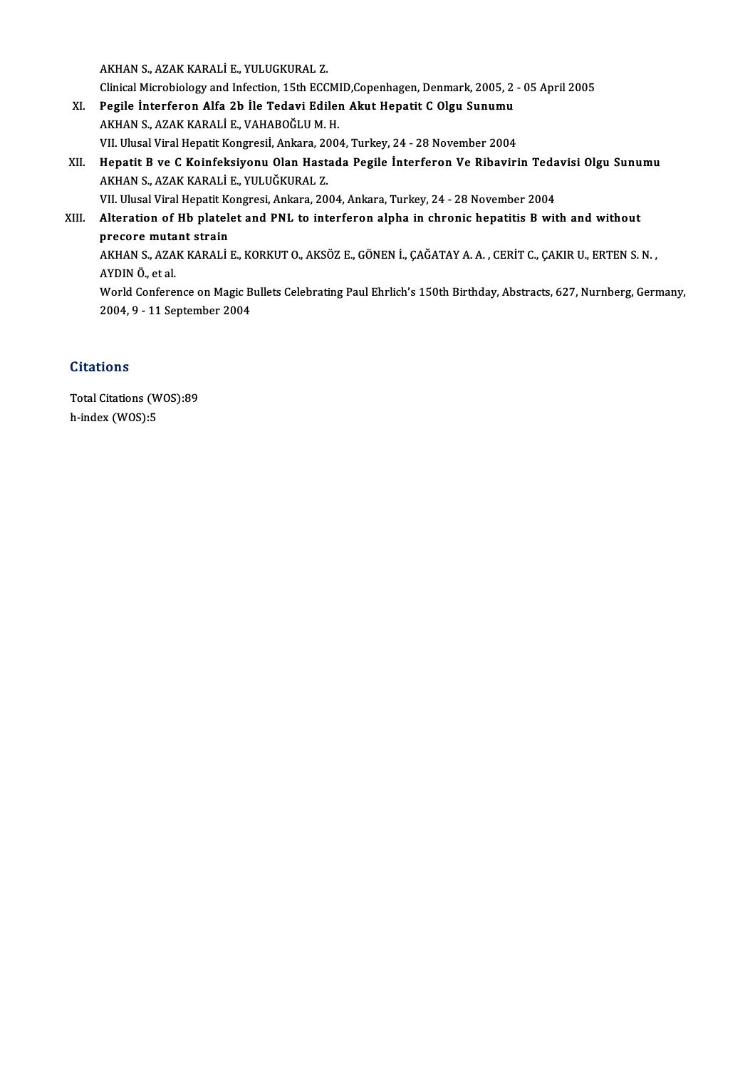AKHAN S., AZAK KARALİ E., YULUGKURAL Z.
Clinical Microbiology and Infection, 15th ECCMID,Copenhagen, Denmark, 2005, 2 - 05 April 2005

XI. **Pegile İnterferon Alfa 2b İle Tedavi Edilen Akut Hepatit C Olgu Sunumu**
AKHAN S., AZAK KARALİ E., VAHABOĞLU M. H.
VII. Ulusal Viral Hepatit Kongresİ, Ankara, 2004, Turkey, 24 - 28 November 2004

XII. **Hepatit B ve C Koinfeksiyonu Olan Hastada Pegile İnterferon Ve Ribavirin Tedavisi Olgu Sunumu**
AKHAN S., AZAK KARALİ E., YULUĞKURAL Z.
VII. Ulusal Viral Hepatit Kongresi, Ankara, 2004, Ankara, Turkey, 24 - 28 November 2004

XIII. **Alteration of Hb platelet and PNL to interferon alpha in chronic hepatitis B with and without precore mutant strain**
AKHAN S., AZAK KARALİ E., KORKUT O., AKSÖZ E., GÖNEN İ., ÇAĞATAY A. A. , CERİT C., ÇAKIR U., ERTEN S. N. , AYDIN Ö., et al.
World Conference on Magic Bullets Celebrating Paul Ehrlich's 150th Birthday, Abstracts, 627, Nurnberg, Germany, 2004, 9 - 11 September 2004

## Citations

Total Citations (WOS):89
h-index (WOS):5